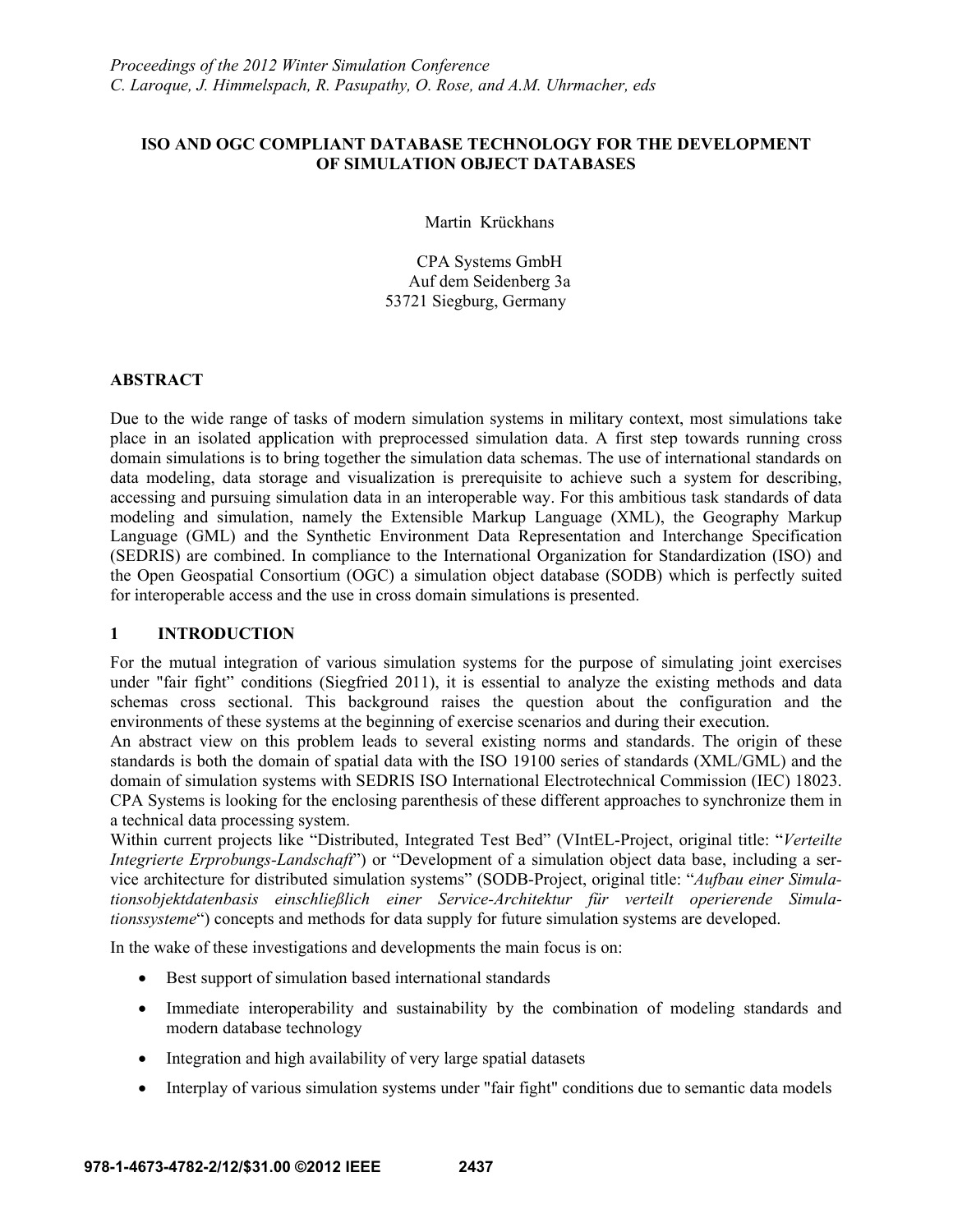# ISO AND OGC COMPLIANT DATABASE TECHNOLOGY FOR THE DEVELOPMENT OF SIMULATION OBJECT DATABASES

Martin Krückhans

CPA Systems GmbH
Auf dem Seidenberg 3a
53721 Siegburg, Germany

## ABSTRACT

Due to the wide range of tasks of modern simulation systems in military context, most simulations take place in an isolated application with preprocessed simulation data. A first step towards running cross domain simulations is to bring together the simulation data schemas. The use of international standards on data modeling, data storage and visualization is prerequisite to achieve such a system for describing, accessing and pursuing simulation data in an interoperable way. For this ambitious task standards of data modeling and simulation, namely the Extensible Markup Language (XML), the Geography Markup Language (GML) and the Synthetic Environment Data Representation and Interchange Specification (SEDRIS) are combined. In compliance to the International Organization for Standardization (ISO) and the Open Geospatial Consortium (OGC) a simulation object database (SODB) which is perfectly suited for interoperable access and the use in cross domain simulations is presented.

## 1 INTRODUCTION

For the mutual integration of various simulation systems for the purpose of simulating joint exercises under "fair fight" conditions (Siegfried 2011), it is essential to analyze the existing methods and data schemas cross sectional. This background raises the question about the configuration and the environments of these systems at the beginning of exercise scenarios and during their execution.

An abstract view on this problem leads to several existing norms and standards. The origin of these standards is both the domain of spatial data with the ISO 19100 series of standards (XML/GML) and the domain of simulation systems with SEDRIS ISO International Electrotechnical Commission (IEC) 18023. CPA Systems is looking for the enclosing parenthesis of these different approaches to synchronize them in a technical data processing system.

Within current projects like "Distributed, Integrated Test Bed" (VIntEL-Project, original title: "*Verteilte Integrierte Erprobungs-Landschaft*") or "Development of a simulation object data base, including a service architecture for distributed simulation systems" (SODB-Project, original title: "*Aufbau einer Simulationsobjektdatenbasis einschließlich einer Service-Architektur für verteilt operierende Simulationssysteme*") concepts and methods for data supply for future simulation systems are developed.

In the wake of these investigations and developments the main focus is on:

- Best support of simulation based international standards
- Immediate interoperability and sustainability by the combination of modeling standards and modern database technology
- Integration and high availability of very large spatial datasets
- Interplay of various simulation systems under "fair fight" conditions due to semantic data models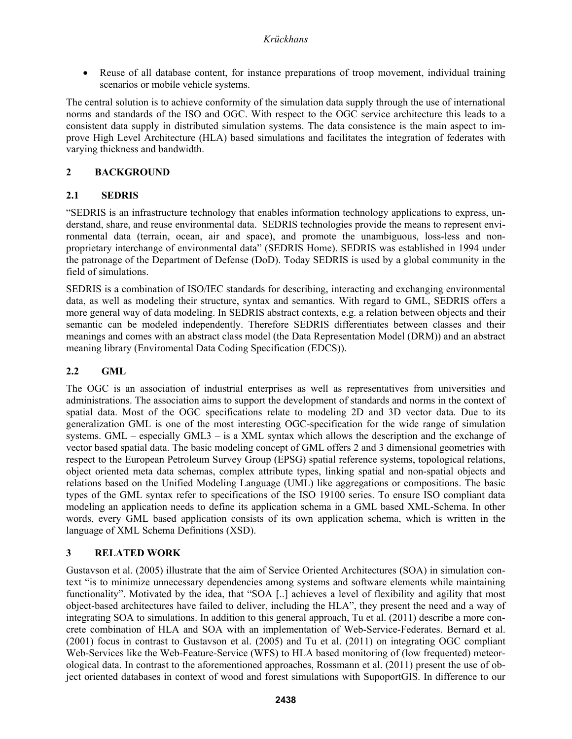- Reuse of all database content, for instance preparations of troop movement, individual training scenarios or mobile vehicle systems.

The central solution is to achieve conformity of the simulation data supply through the use of international norms and standards of the ISO and OGC. With respect to the OGC service architecture this leads to a consistent data supply in distributed simulation systems. The data consistence is the main aspect to improve High Level Architecture (HLA) based simulations and facilitates the integration of federates with varying thickness and bandwidth.

## 2 BACKGROUND

### 2.1 SEDRIS

"SEDRIS is an infrastructure technology that enables information technology applications to express, understand, share, and reuse environmental data. SEDRIS technologies provide the means to represent environmental data (terrain, ocean, air and space), and promote the unambiguous, loss-less and non-proprietary interchange of environmental data" (SEDRIS Home). SEDRIS was established in 1994 under the patronage of the Department of Defense (DoD). Today SEDRIS is used by a global community in the field of simulations.

SEDRIS is a combination of ISO/IEC standards for describing, interacting and exchanging environmental data, as well as modeling their structure, syntax and semantics. With regard to GML, SEDRIS offers a more general way of data modeling. In SEDRIS abstract contexts, e.g. a relation between objects and their semantic can be modeled independently. Therefore SEDRIS differentiates between classes and their meanings and comes with an abstract class model (the Data Representation Model (DRM)) and an abstract meaning library (Enviromental Data Coding Specification (EDCS)).

### 2.2 GML

The OGC is an association of industrial enterprises as well as representatives from universities and administrations. The association aims to support the development of standards and norms in the context of spatial data. Most of the OGC specifications relate to modeling 2D and 3D vector data. Due to its generalization GML is one of the most interesting OGC-specification for the wide range of simulation systems. GML – especially GML3 – is a XML syntax which allows the description and the exchange of vector based spatial data. The basic modeling concept of GML offers 2 and 3 dimensional geometries with respect to the European Petroleum Survey Group (EPSG) spatial reference systems, topological relations, object oriented meta data schemas, complex attribute types, linking spatial and non-spatial objects and relations based on the Unified Modeling Language (UML) like aggregations or compositions. The basic types of the GML syntax refer to specifications of the ISO 19100 series. To ensure ISO compliant data modeling an application needs to define its application schema in a GML based XML-Schema. In other words, every GML based application consists of its own application schema, which is written in the language of XML Schema Definitions (XSD).

## 3 RELATED WORK

Gustavson et al. (2005) illustrate that the aim of Service Oriented Architectures (SOA) in simulation context "is to minimize unnecessary dependencies among systems and software elements while maintaining functionality". Motivated by the idea, that "SOA [..] achieves a level of flexibility and agility that most object-based architectures have failed to deliver, including the HLA", they present the need and a way of integrating SOA to simulations. In addition to this general approach, Tu et al. (2011) describe a more concrete combination of HLA and SOA with an implementation of Web-Service-Federates. Bernard et al. (2001) focus in contrast to Gustavson et al. (2005) and Tu et al. (2011) on integrating OGC compliant Web-Services like the Web-Feature-Service (WFS) to HLA based monitoring of (low frequented) meteorological data. In contrast to the aforementioned approaches, Rossmann et al. (2011) present the use of object oriented databases in context of wood and forest simulations with SupoportGIS. In difference to our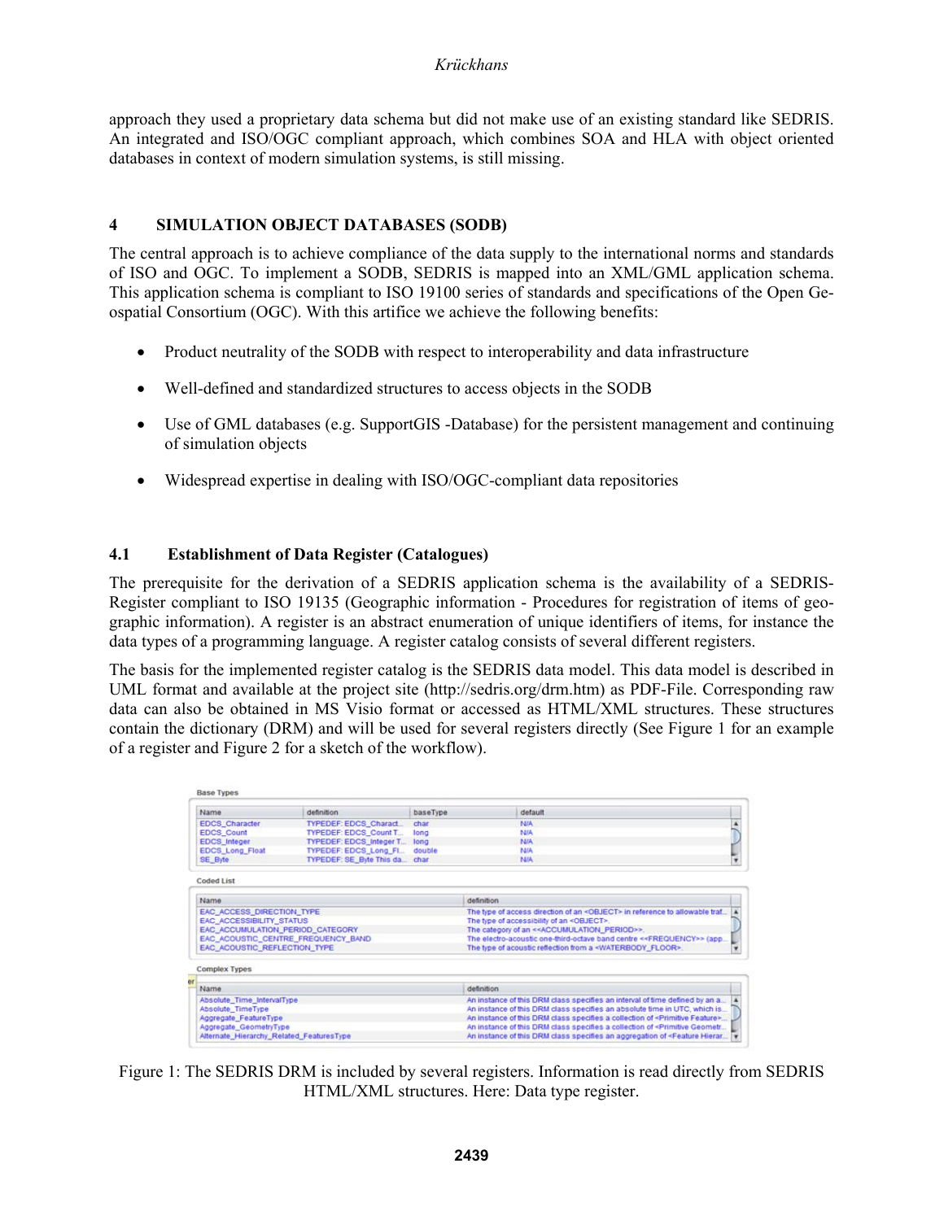approach they used a proprietary data schema but did not make use of an existing standard like SEDRIS. An integrated and ISO/OGC compliant approach, which combines SOA and HLA with object oriented databases in context of modern simulation systems, is still missing.

## 4 SIMULATION OBJECT DATABASES (SODB)

The central approach is to achieve compliance of the data supply to the international norms and standards of ISO and OGC. To implement a SODB, SEDRIS is mapped into an XML/GML application schema. This application schema is compliant to ISO 19100 series of standards and specifications of the Open Geospatial Consortium (OGC). With this artifice we achieve the following benefits:

- Product neutrality of the SODB with respect to interoperability and data infrastructure
- Well-defined and standardized structures to access objects in the SODB
- Use of GML databases (e.g. SupportGIS -Database) for the persistent management and continuing of simulation objects
- Widespread expertise in dealing with ISO/OGC-compliant data repositories

### 4.1 Establishment of Data Register (Catalogues)

The prerequisite for the derivation of a SEDRIS application schema is the availability of a SEDRIS-Register compliant to ISO 19135 (Geographic information - Procedures for registration of items of geographic information). A register is an abstract enumeration of unique identifiers of items, for instance the data types of a programming language. A register catalog consists of several different registers.

The basis for the implemented register catalog is the SEDRIS data model. This data model is described in UML format and available at the project site (http://sedris.org/drm.htm) as PDF-File. Corresponding raw data can also be obtained in MS Visio format or accessed as HTML/XML structures. These structures contain the dictionary (DRM) and will be used for several registers directly (See Figure 1 for an example of a register and Figure 2 for a sketch of the workflow).

Base Types

| Name | definition | baseType | default |
|---|---|---|---|
| EDCS_Character | TYPEDEF: EDCS_Charact... | char | N/A |
| EDCS_Count | TYPEDEF: EDCS_Count T... | long | N/A |
| EDCS_Integer | TYPEDEF: EDCS_Integer T... | long | N/A |
| EDCS_Long_Float | TYPEDEF: EDCS_Long_Fl... | double | N/A |
| SE_Byte | TYPEDEF: SE_Byte This da... | char | N/A |

Coded List

| Name | definition |
|---|---|
| EAC_ACCESS_DIRECTION_TYPE | The type of access direction of an <OBJECT> in reference to allowable traf... |
| EAC_ACCESSIBILITY_STATUS | The type of accessibility of an <OBJECT>. |
| EAC_ACCUMULATION_PERIOD_CATEGORY | The category of an <<ACCUMULATION_PERIOD>>. |
| EAC_ACOUSTIC_CENTRE_FREQUENCY_BAND | The electro-acoustic one-third-octave band centre <<FREQUENCY>> (app... |
| EAC_ACOUSTIC_REFLECTION_TYPE | The type of acoustic reflection from a <WATERBODY_FLOOR>. |

Complex Types

| Name | definition |
|---|---|
| Absolute_Time_IntervalType | An instance of this DRM class specifies an interval of time defined by an a... |
| Absolute_TimeType | An instance of this DRM class specifies an absolute time in UTC, which is... |
| Aggregate_FeatureType | An instance of this DRM class specifies a collection of <Primitive Feature>... |
| Aggregate_GeometryType | An instance of this DRM class specifies a collection of <Primitive Geometr... |
| Alternate_Hierarchy_Related_FeaturesType | An instance of this DRM class specifies an aggregation of <Feature Hierar... |

Figure 1: The SEDRIS DRM is included by several registers. Information is read directly from SEDRIS HTML/XML structures. Here: Data type register.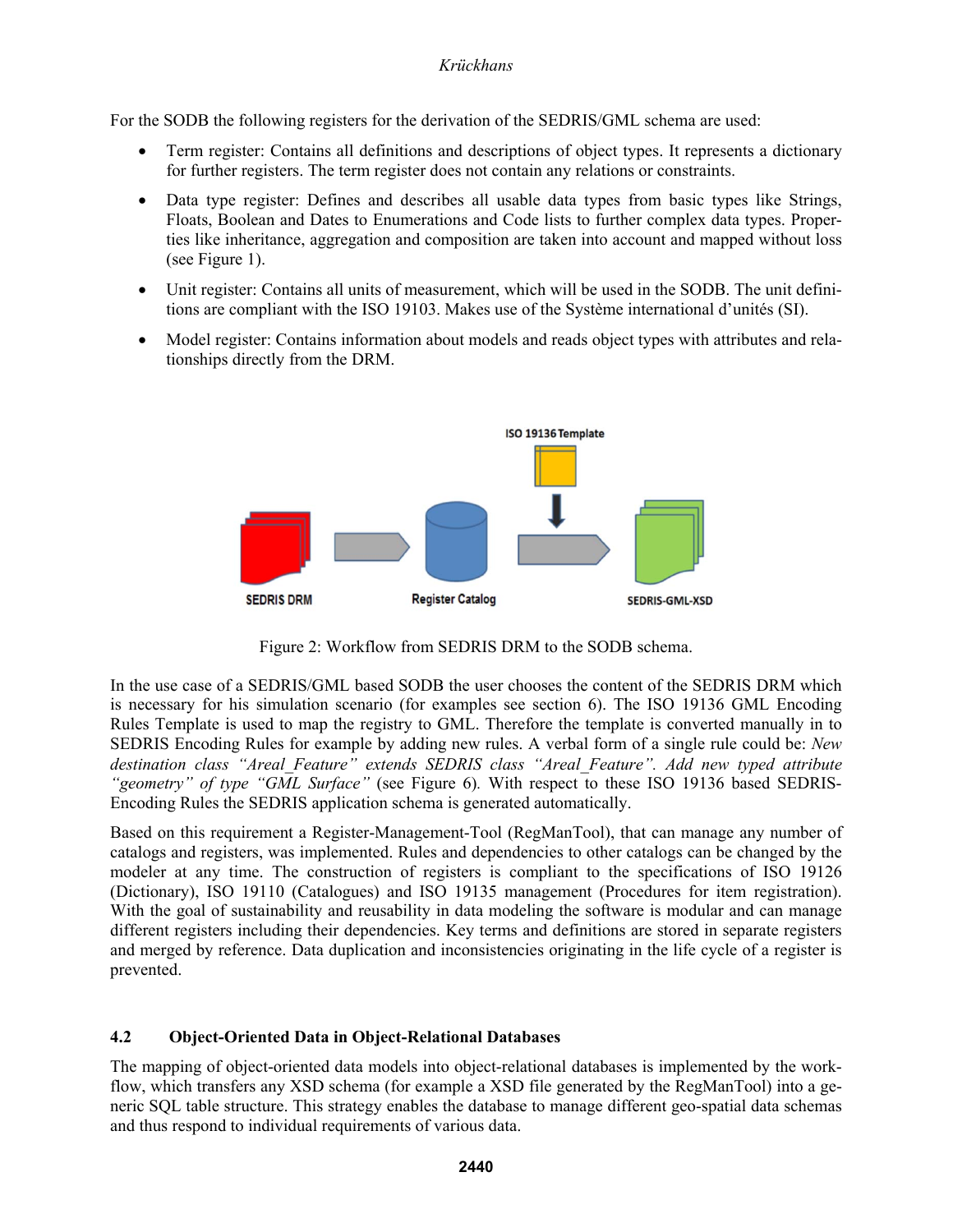For the SODB the following registers for the derivation of the SEDRIS/GML schema are used:

- Term register: Contains all definitions and descriptions of object types. It represents a dictionary for further registers. The term register does not contain any relations or constraints.
- Data type register: Defines and describes all usable data types from basic types like Strings, Floats, Boolean and Dates to Enumerations and Code lists to further complex data types. Properties like inheritance, aggregation and composition are taken into account and mapped without loss (see Figure 1).
- Unit register: Contains all units of measurement, which will be used in the SODB. The unit definitions are compliant with the ISO 19103. Makes use of the Système international d'unités (SI).
- Model register: Contains information about models and reads object types with attributes and relationships directly from the DRM.

Figure 2: Workflow from SEDRIS DRM to the SODB schema.

In the use case of a SEDRIS/GML based SODB the user chooses the content of the SEDRIS DRM which is necessary for his simulation scenario (for examples see section 6). The ISO 19136 GML Encoding Rules Template is used to map the registry to GML. Therefore the template is converted manually in to SEDRIS Encoding Rules for example by adding new rules. A verbal form of a single rule could be: *New destination class "Areal_Feature" extends SEDRIS class "Areal_Feature". Add new typed attribute "geometry" of type "GML Surface"* (see Figure 6). With respect to these ISO 19136 based SEDRIS-Encoding Rules the SEDRIS application schema is generated automatically.

Based on this requirement a Register-Management-Tool (RegManTool), that can manage any number of catalogs and registers, was implemented. Rules and dependencies to other catalogs can be changed by the modeler at any time. The construction of registers is compliant to the specifications of ISO 19126 (Dictionary), ISO 19110 (Catalogues) and ISO 19135 management (Procedures for item registration). With the goal of sustainability and reusability in data modeling the software is modular and can manage different registers including their dependencies. Key terms and definitions are stored in separate registers and merged by reference. Data duplication and inconsistencies originating in the life cycle of a register is prevented.

### 4.2 Object-Oriented Data in Object-Relational Databases

The mapping of object-oriented data models into object-relational databases is implemented by the workflow, which transfers any XSD schema (for example a XSD file generated by the RegManTool) into a generic SQL table structure. This strategy enables the database to manage different geo-spatial data schemas and thus respond to individual requirements of various data.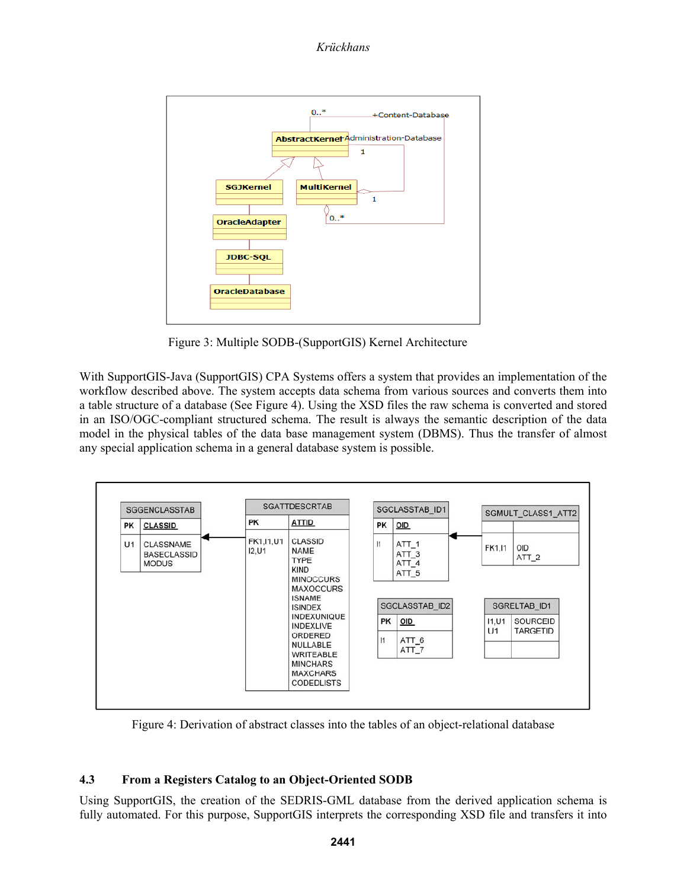Figure 3: Multiple SODB-(SupportGIS) Kernel Architecture

With SupportGIS-Java (SupportGIS) CPA Systems offers a system that provides an implementation of the workflow described above. The system accepts data schema from various sources and converts them into a table structure of a database (See Figure 4). Using the XSD files the raw schema is converted and stored in an ISO/OGC-compliant structured schema. The result is always the semantic description of the data model in the physical tables of the data base management system (DBMS). Thus the transfer of almost any special application schema in a general database system is possible.

Figure 4: Derivation of abstract classes into the tables of an object-relational database

### 4.3 From a Registers Catalog to an Object-Oriented SODB

Using SupportGIS, the creation of the SEDRIS-GML database from the derived application schema is fully automated. For this purpose, SupportGIS interprets the corresponding XSD file and transfers it into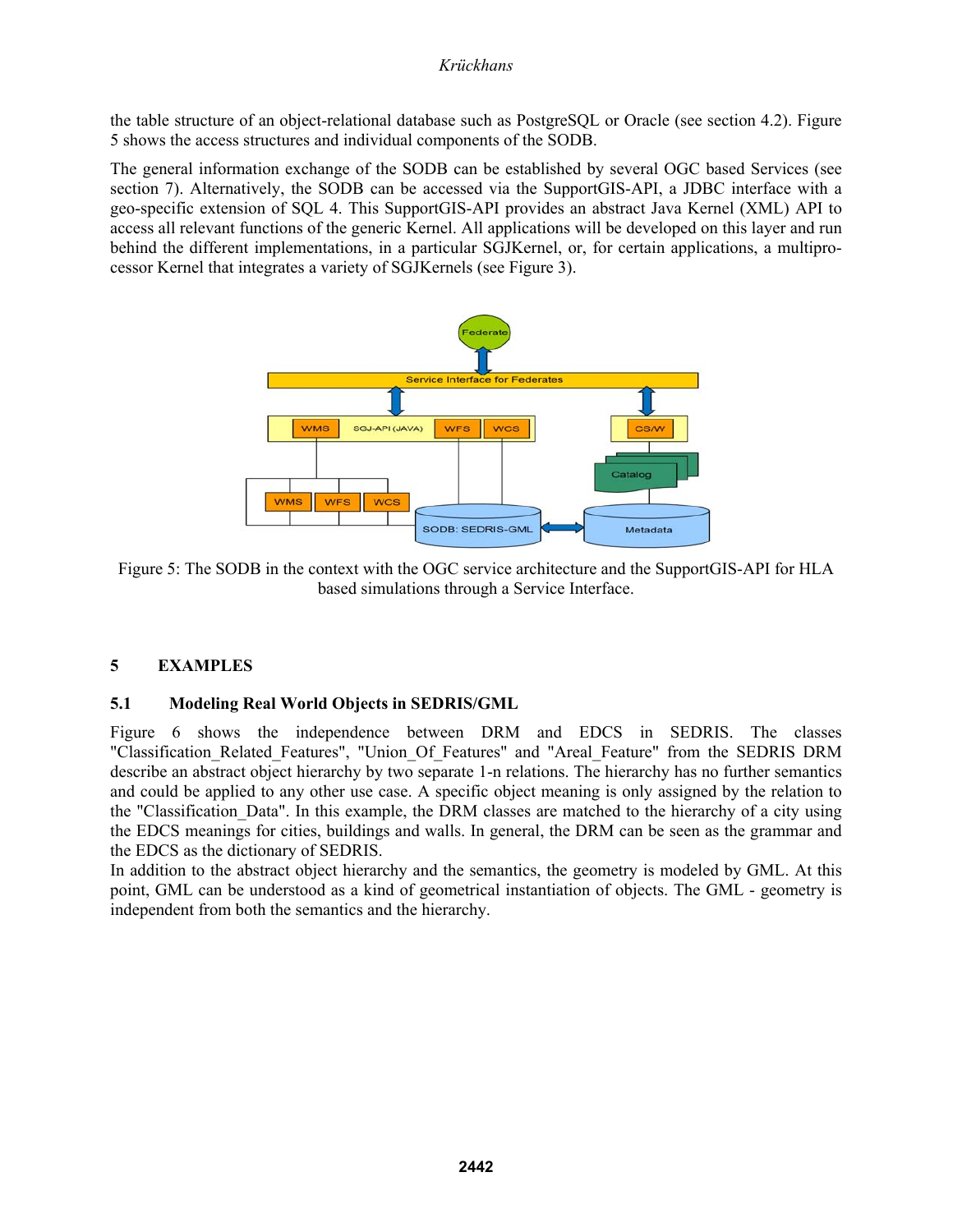the table structure of an object-relational database such as PostgreSQL or Oracle (see section 4.2). Figure 5 shows the access structures and individual components of the SODB.

The general information exchange of the SODB can be established by several OGC based Services (see section 7). Alternatively, the SODB can be accessed via the SupportGIS-API, a JDBC interface with a geo-specific extension of SQL 4. This SupportGIS-API provides an abstract Java Kernel (XML) API to access all relevant functions of the generic Kernel. All applications will be developed on this layer and run behind the different implementations, in a particular SGJKernel, or, for certain applications, a multiprocessor Kernel that integrates a variety of SGJKernels (see Figure 3).

Figure 5: The SODB in the context with the OGC service architecture and the SupportGIS-API for HLA based simulations through a Service Interface.

## 5 EXAMPLES

### 5.1 Modeling Real World Objects in SEDRIS/GML

Figure 6 shows the independence between DRM and EDCS in SEDRIS. The classes "Classification_Related_Features", "Union_Of_Features" and "Areal_Feature" from the SEDRIS DRM describe an abstract object hierarchy by two separate 1-n relations. The hierarchy has no further semantics and could be applied to any other use case. A specific object meaning is only assigned by the relation to the "Classification_Data". In this example, the DRM classes are matched to the hierarchy of a city using the EDCS meanings for cities, buildings and walls. In general, the DRM can be seen as the grammar and the EDCS as the dictionary of SEDRIS.

In addition to the abstract object hierarchy and the semantics, the geometry is modeled by GML. At this point, GML can be understood as a kind of geometrical instantiation of objects. The GML - geometry is independent from both the semantics and the hierarchy.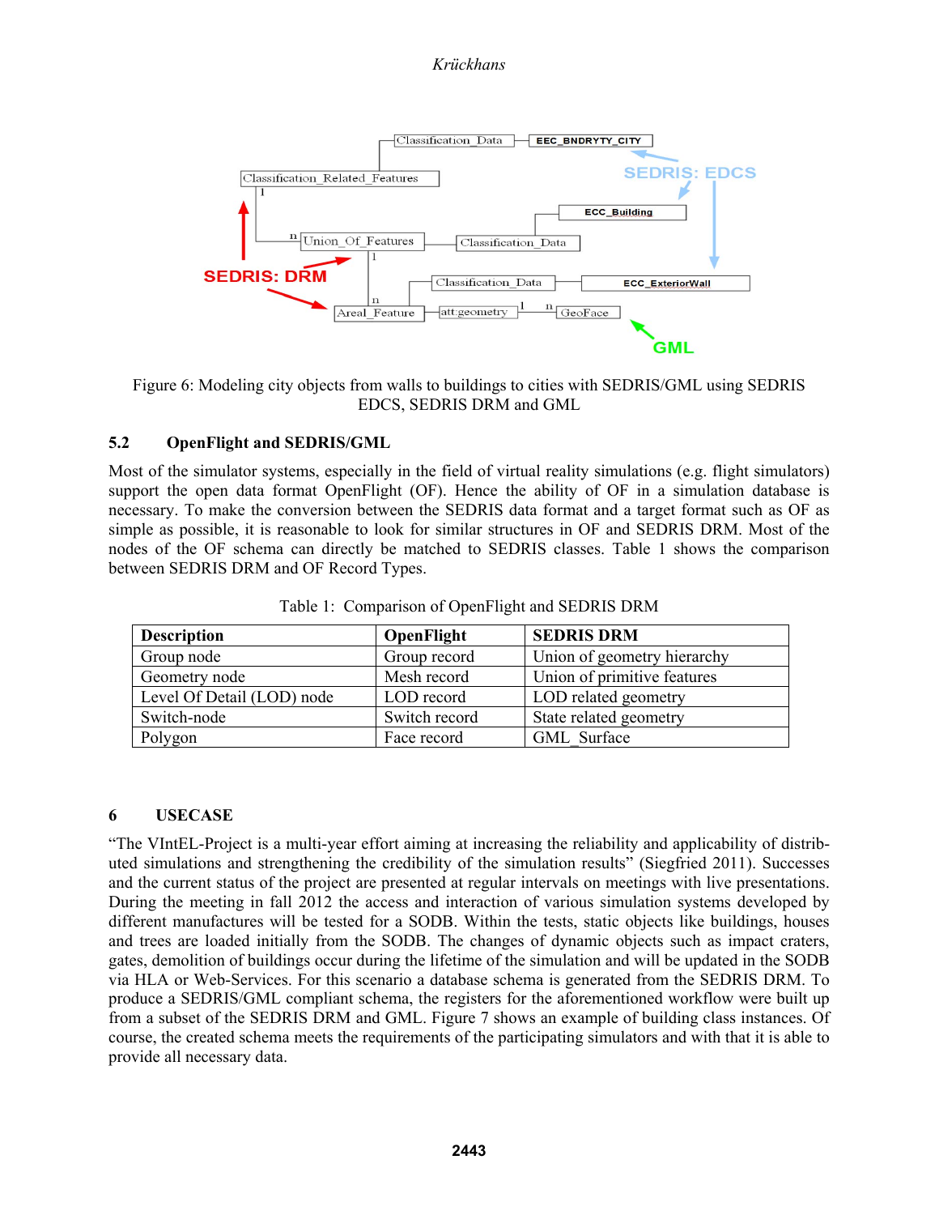Figure 6: Modeling city objects from walls to buildings to cities with SEDRIS/GML using SEDRIS EDCS, SEDRIS DRM and GML

### 5.2 OpenFlight and SEDRIS/GML

Most of the simulator systems, especially in the field of virtual reality simulations (e.g. flight simulators) support the open data format OpenFlight (OF). Hence the ability of OF in a simulation database is necessary. To make the conversion between the SEDRIS data format and a target format such as OF as simple as possible, it is reasonable to look for similar structures in OF and SEDRIS DRM. Most of the nodes of the OF schema can directly be matched to SEDRIS classes. Table 1 shows the comparison between SEDRIS DRM and OF Record Types.

Table 1: Comparison of OpenFlight and SEDRIS DRM

| Description | OpenFlight | SEDRIS DRM |
|---|---|---|
| Group node | Group record | Union of geometry hierarchy |
| Geometry node | Mesh record | Union of primitive features |
| Level Of Detail (LOD) node | LOD record | LOD related geometry |
| Switch-node | Switch record | State related geometry |
| Polygon | Face record | GML_Surface |

## 6 USECASE

"The VIntEL-Project is a multi-year effort aiming at increasing the reliability and applicability of distributed simulations and strengthening the credibility of the simulation results" (Siegfried 2011). Successes and the current status of the project are presented at regular intervals on meetings with live presentations. During the meeting in fall 2012 the access and interaction of various simulation systems developed by different manufactures will be tested for a SODB. Within the tests, static objects like buildings, houses and trees are loaded initially from the SODB. The changes of dynamic objects such as impact craters, gates, demolition of buildings occur during the lifetime of the simulation and will be updated in the SODB via HLA or Web-Services. For this scenario a database schema is generated from the SEDRIS DRM. To produce a SEDRIS/GML compliant schema, the registers for the aforementioned workflow were built up from a subset of the SEDRIS DRM and GML. Figure 7 shows an example of building class instances. Of course, the created schema meets the requirements of the participating simulators and with that it is able to provide all necessary data.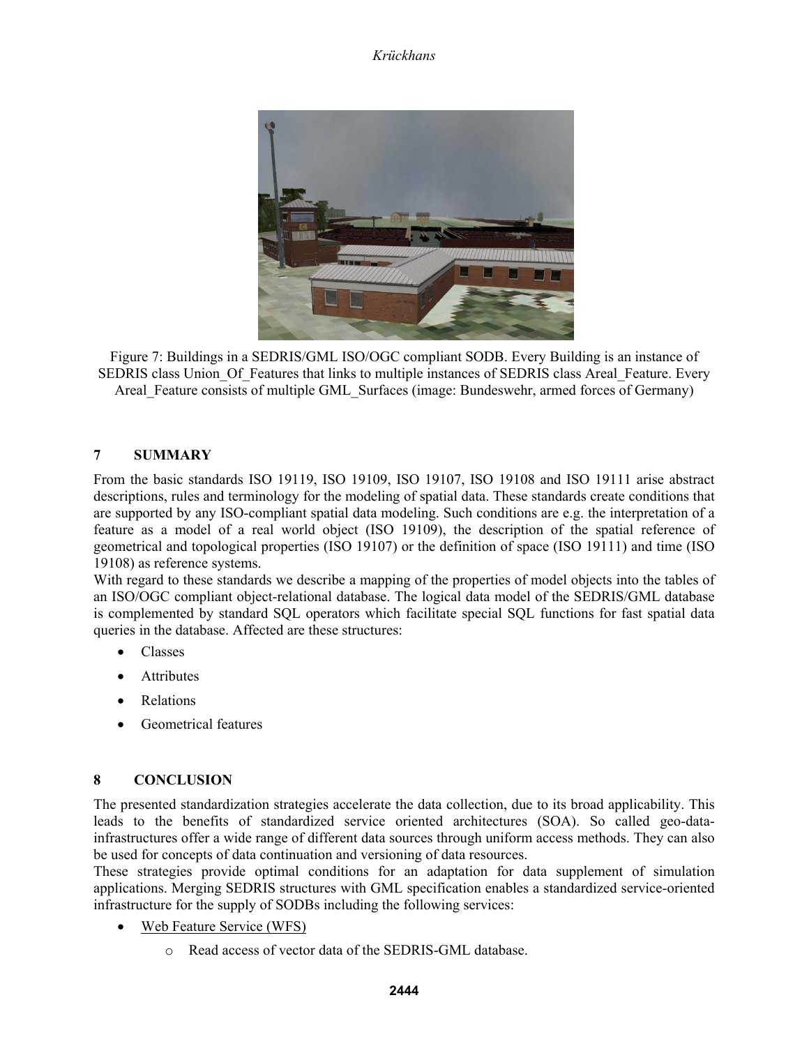Figure 7: Buildings in a SEDRIS/GML ISO/OGC compliant SODB. Every Building is an instance of SEDRIS class Union_Of_Features that links to multiple instances of SEDRIS class Areal_Feature. Every Areal_Feature consists of multiple GML_Surfaces (image: Bundeswehr, armed forces of Germany)

## 7 SUMMARY

From the basic standards ISO 19119, ISO 19109, ISO 19107, ISO 19108 and ISO 19111 arise abstract descriptions, rules and terminology for the modeling of spatial data. These standards create conditions that are supported by any ISO-compliant spatial data modeling. Such conditions are e.g. the interpretation of a feature as a model of a real world object (ISO 19109), the description of the spatial reference of geometrical and topological properties (ISO 19107) or the definition of space (ISO 19111) and time (ISO 19108) as reference systems.

With regard to these standards we describe a mapping of the properties of model objects into the tables of an ISO/OGC compliant object-relational database. The logical data model of the SEDRIS/GML database is complemented by standard SQL operators which facilitate special SQL functions for fast spatial data queries in the database. Affected are these structures:

- Classes
- Attributes
- Relations
- Geometrical features

## 8 CONCLUSION

The presented standardization strategies accelerate the data collection, due to its broad applicability. This leads to the benefits of standardized service oriented architectures (SOA). So called geo-data-infrastructures offer a wide range of different data sources through uniform access methods. They can also be used for concepts of data continuation and versioning of data resources.

These strategies provide optimal conditions for an adaptation for data supplement of simulation applications. Merging SEDRIS structures with GML specification enables a standardized service-oriented infrastructure for the supply of SODBs including the following services:

- Web Feature Service (WFS)
  - Read access of vector data of the SEDRIS-GML database.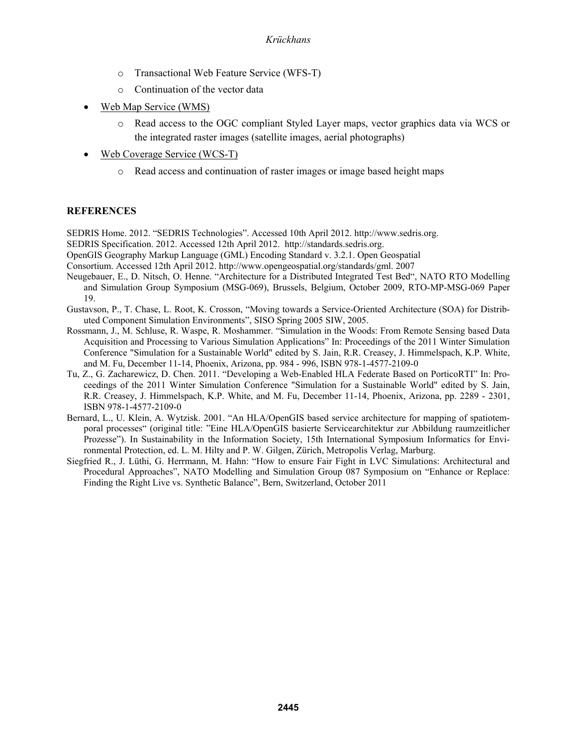- Transactional Web Feature Service (WFS-T)
    - Continuation of the vector data
- Web Map Service (WMS)
    - Read access to the OGC compliant Styled Layer maps, vector graphics data via WCS or the integrated raster images (satellite images, aerial photographs)
- Web Coverage Service (WCS-T)
    - Read access and continuation of raster images or image based height maps

## REFERENCES

SEDRIS Home. 2012. "SEDRIS Technologies". Accessed 10th April 2012. http://www.sedris.org.

SEDRIS Specification. 2012. Accessed 12th April 2012. http://standards.sedris.org.

OpenGIS Geography Markup Language (GML) Encoding Standard v. 3.2.1. Open Geospatial Consortium. Accessed 12th April 2012. http://www.opengeospatial.org/standards/gml. 2007

Neugebauer, E., D. Nitsch, O. Henne. "Architecture for a Distributed Integrated Test Bed", NATO RTO Modelling and Simulation Group Symposium (MSG-069), Brussels, Belgium, October 2009, RTO-MP-MSG-069 Paper 19.

Gustavson, P., T. Chase, L. Root, K. Crosson, "Moving towards a Service-Oriented Architecture (SOA) for Distributed Component Simulation Environments", SISO Spring 2005 SIW, 2005.

Rossmann, J., M. Schluse, R. Waspe, R. Moshammer. "Simulation in the Woods: From Remote Sensing based Data Acquisition and Processing to Various Simulation Applications" In: Proceedings of the 2011 Winter Simulation Conference "Simulation for a Sustainable World" edited by S. Jain, R.R. Creasey, J. Himmelspach, K.P. White, and M. Fu, December 11-14, Phoenix, Arizona, pp. 984 - 996, ISBN 978-1-4577-2109-0

Tu, Z., G. Zacharewicz, D. Chen. 2011. "Developing a Web-Enabled HLA Federate Based on PorticoRTI" In: Proceedings of the 2011 Winter Simulation Conference "Simulation for a Sustainable World" edited by S. Jain, R.R. Creasey, J. Himmelspach, K.P. White, and M. Fu, December 11-14, Phoenix, Arizona, pp. 2289 - 2301, ISBN 978-1-4577-2109-0

Bernard, L., U. Klein, A. Wytzisk. 2001. "An HLA/OpenGIS based service architecture for mapping of spatiotemporal processes" (original title: "Eine HLA/OpenGIS basierte Servicearchitektur zur Abbildung raumzeitlicher Prozesse"). In Sustainability in the Information Society, 15th International Symposium Informatics for Environmental Protection, ed. L. M. Hilty and P. W. Gilgen, Zürich, Metropolis Verlag, Marburg.

Siegfried R., J. Lüthi, G. Herrmann, M. Hahn: "How to ensure Fair Fight in LVC Simulations: Architectural and Procedural Approaches", NATO Modelling and Simulation Group 087 Symposium on "Enhance or Replace: Finding the Right Live vs. Synthetic Balance", Bern, Switzerland, October 2011